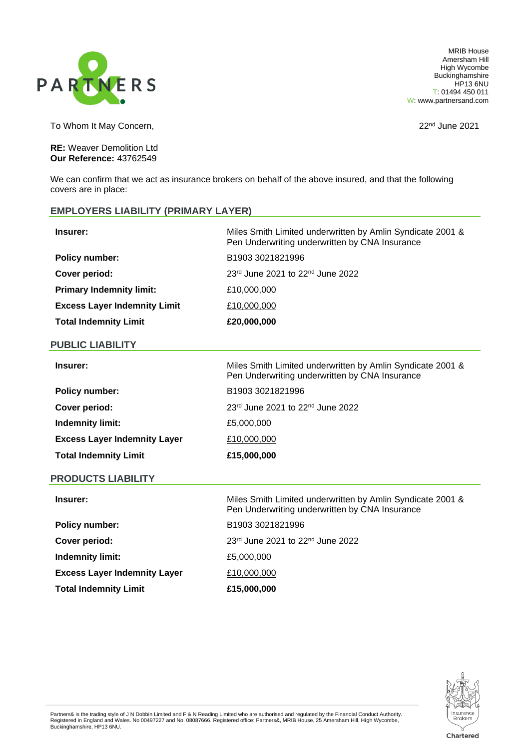PARTNERS

MRIB House
Amersham Hill
High Wycombe
Buckinghamshire
HP13 6NU
T: 01494 450 011
W: www.partnersand.com

To Whom It May Concern,

22nd June 2021

**RE:** Weaver Demolition Ltd
**Our Reference:** 43762549

We can confirm that we act as insurance brokers on behalf of the above insured, and that the following covers are in place:

## EMPLOYERS LIABILITY (PRIMARY LAYER)

| | |
|---|---|
| **Insurer:** | Miles Smith Limited underwritten by Amlin Syndicate 2001 & Pen Underwriting underwritten by CNA Insurance |
| **Policy number:** | B1903 3021821996 |
| **Cover period:** | 23rd June 2021 to 22nd June 2022 |
| **Primary Indemnity limit:** | £10,000,000 |
| **Excess Layer Indemnity Limit** | £10,000,000 |
| **Total Indemnity Limit** | **£20,000,000** |

## PUBLIC LIABILITY

| | |
|---|---|
| **Insurer:** | Miles Smith Limited underwritten by Amlin Syndicate 2001 & Pen Underwriting underwritten by CNA Insurance |
| **Policy number:** | B1903 3021821996 |
| **Cover period:** | 23rd June 2021 to 22nd June 2022 |
| **Indemnity limit:** | £5,000,000 |
| **Excess Layer Indemnity Layer** | £10,000,000 |
| **Total Indemnity Limit** | **£15,000,000** |

## PRODUCTS LIABILITY

| | |
|---|---|
| **Insurer:** | Miles Smith Limited underwritten by Amlin Syndicate 2001 & Pen Underwriting underwritten by CNA Insurance |
| **Policy number:** | B1903 3021821996 |
| **Cover period:** | 23rd June 2021 to 22nd June 2022 |
| **Indemnity limit:** | £5,000,000 |
| **Excess Layer Indemnity Layer** | £10,000,000 |
| **Total Indemnity Limit** | **£15,000,000** |

Partners& is the trading style of J N Dobbin Limited and F & N Reading Limited who are authorised and regulated by the Financial Conduct Authority. Registered in England and Wales. No 00497227 and No. 08087666. Registered office: Partners&, MRIB House, 25 Amersham Hill, High Wycombe, Buckinghamshire, HP13 6NU.

Insurance Brokers Chartered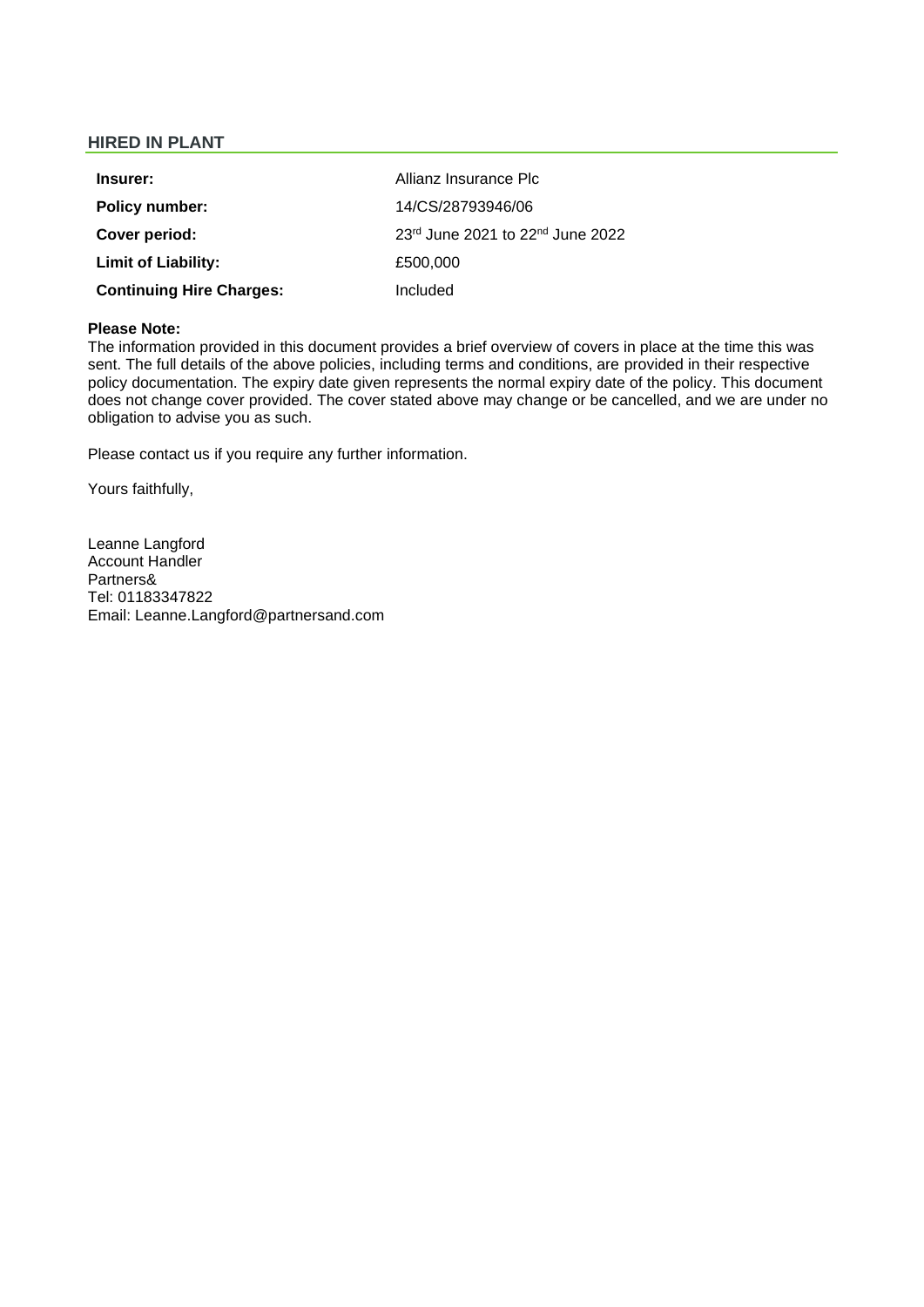## HIRED IN PLANT

| | |
|---|---|
| **Insurer:** | Allianz Insurance Plc |
| **Policy number:** | 14/CS/28793946/06 |
| **Cover period:** | 23rd June 2021 to 22nd June 2022 |
| **Limit of Liability:** | £500,000 |
| **Continuing Hire Charges:** | Included |

**Please Note:**
The information provided in this document provides a brief overview of covers in place at the time this was sent. The full details of the above policies, including terms and conditions, are provided in their respective policy documentation. The expiry date given represents the normal expiry date of the policy. This document does not change cover provided. The cover stated above may change or be cancelled, and we are under no obligation to advise you as such.

Please contact us if you require any further information.

Yours faithfully,

Leanne Langford
Account Handler
Partners&
Tel: 01183347822
Email: Leanne.Langford@partnersand.com